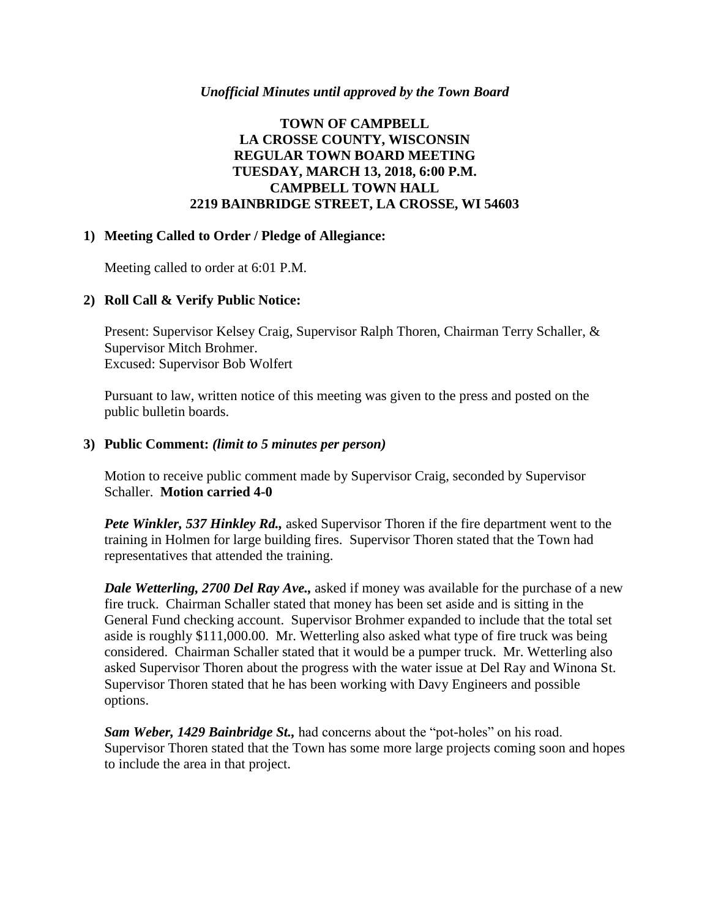*Unofficial Minutes until approved by the Town Board*

**TOWN OF CAMPBELL**
**LA CROSSE COUNTY, WISCONSIN**
**REGULAR TOWN BOARD MEETING**
**TUESDAY, MARCH 13, 2018, 6:00 P.M.**
**CAMPBELL TOWN HALL**
**2219 BAINBRIDGE STREET, LA CROSSE, WI 54603**

**1) Meeting Called to Order / Pledge of Allegiance:**

Meeting called to order at 6:01 P.M.

**2) Roll Call & Verify Public Notice:**

Present: Supervisor Kelsey Craig, Supervisor Ralph Thoren, Chairman Terry Schaller, & Supervisor Mitch Brohmer.
Excused: Supervisor Bob Wolfert

Pursuant to law, written notice of this meeting was given to the press and posted on the public bulletin boards.

**3) Public Comment:** ***(limit to 5 minutes per person)***

Motion to receive public comment made by Supervisor Craig, seconded by Supervisor Schaller. **Motion carried 4-0**

***Pete Winkler, 537 Hinkley Rd.,*** asked Supervisor Thoren if the fire department went to the training in Holmen for large building fires. Supervisor Thoren stated that the Town had representatives that attended the training.

***Dale Wetterling, 2700 Del Ray Ave.,*** asked if money was available for the purchase of a new fire truck. Chairman Schaller stated that money has been set aside and is sitting in the General Fund checking account. Supervisor Brohmer expanded to include that the total set aside is roughly $111,000.00. Mr. Wetterling also asked what type of fire truck was being considered. Chairman Schaller stated that it would be a pumper truck. Mr. Wetterling also asked Supervisor Thoren about the progress with the water issue at Del Ray and Winona St. Supervisor Thoren stated that he has been working with Davy Engineers and possible options.

***Sam Weber, 1429 Bainbridge St.,*** had concerns about the "pot-holes" on his road. Supervisor Thoren stated that the Town has some more large projects coming soon and hopes to include the area in that project.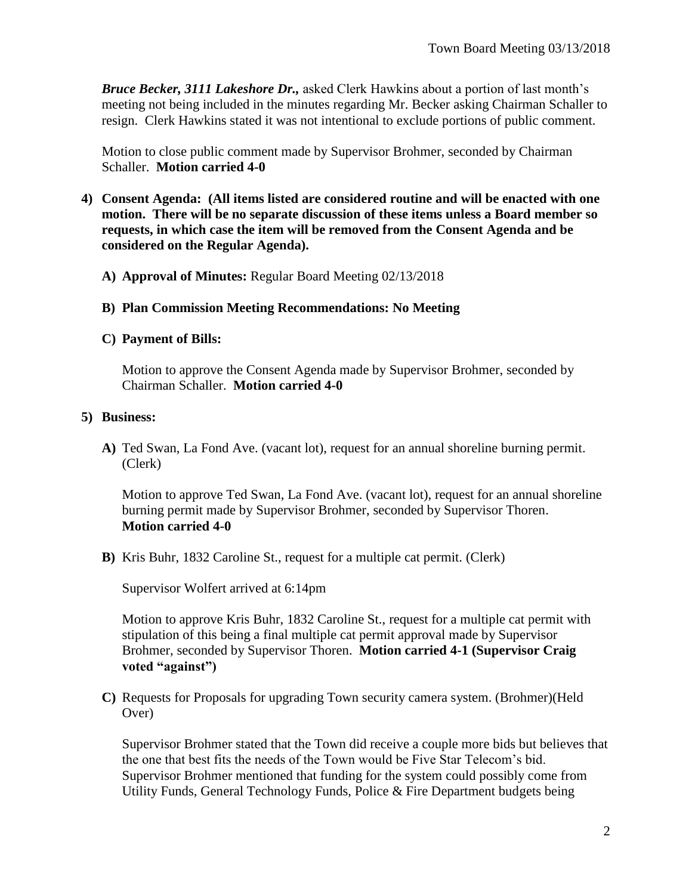***Bruce Becker, 3111 Lakeshore Dr.,*** asked Clerk Hawkins about a portion of last month's meeting not being included in the minutes regarding Mr. Becker asking Chairman Schaller to resign. Clerk Hawkins stated it was not intentional to exclude portions of public comment.

Motion to close public comment made by Supervisor Brohmer, seconded by Chairman Schaller. **Motion carried 4-0**

**4) Consent Agenda: (All items listed are considered routine and will be enacted with one motion. There will be no separate discussion of these items unless a Board member so requests, in which case the item will be removed from the Consent Agenda and be considered on the Regular Agenda).**

**A) Approval of Minutes:** Regular Board Meeting 02/13/2018

**B) Plan Commission Meeting Recommendations: No Meeting**

**C) Payment of Bills:**

Motion to approve the Consent Agenda made by Supervisor Brohmer, seconded by Chairman Schaller. **Motion carried 4-0**

**5) Business:**

**A)** Ted Swan, La Fond Ave. (vacant lot), request for an annual shoreline burning permit. (Clerk)

Motion to approve Ted Swan, La Fond Ave. (vacant lot), request for an annual shoreline burning permit made by Supervisor Brohmer, seconded by Supervisor Thoren. **Motion carried 4-0**

**B)** Kris Buhr, 1832 Caroline St., request for a multiple cat permit. (Clerk)

Supervisor Wolfert arrived at 6:14pm

Motion to approve Kris Buhr, 1832 Caroline St., request for a multiple cat permit with stipulation of this being a final multiple cat permit approval made by Supervisor Brohmer, seconded by Supervisor Thoren. **Motion carried 4-1 (Supervisor Craig voted "against")**

**C)** Requests for Proposals for upgrading Town security camera system. (Brohmer)(Held Over)

Supervisor Brohmer stated that the Town did receive a couple more bids but believes that the one that best fits the needs of the Town would be Five Star Telecom's bid. Supervisor Brohmer mentioned that funding for the system could possibly come from Utility Funds, General Technology Funds, Police & Fire Department budgets being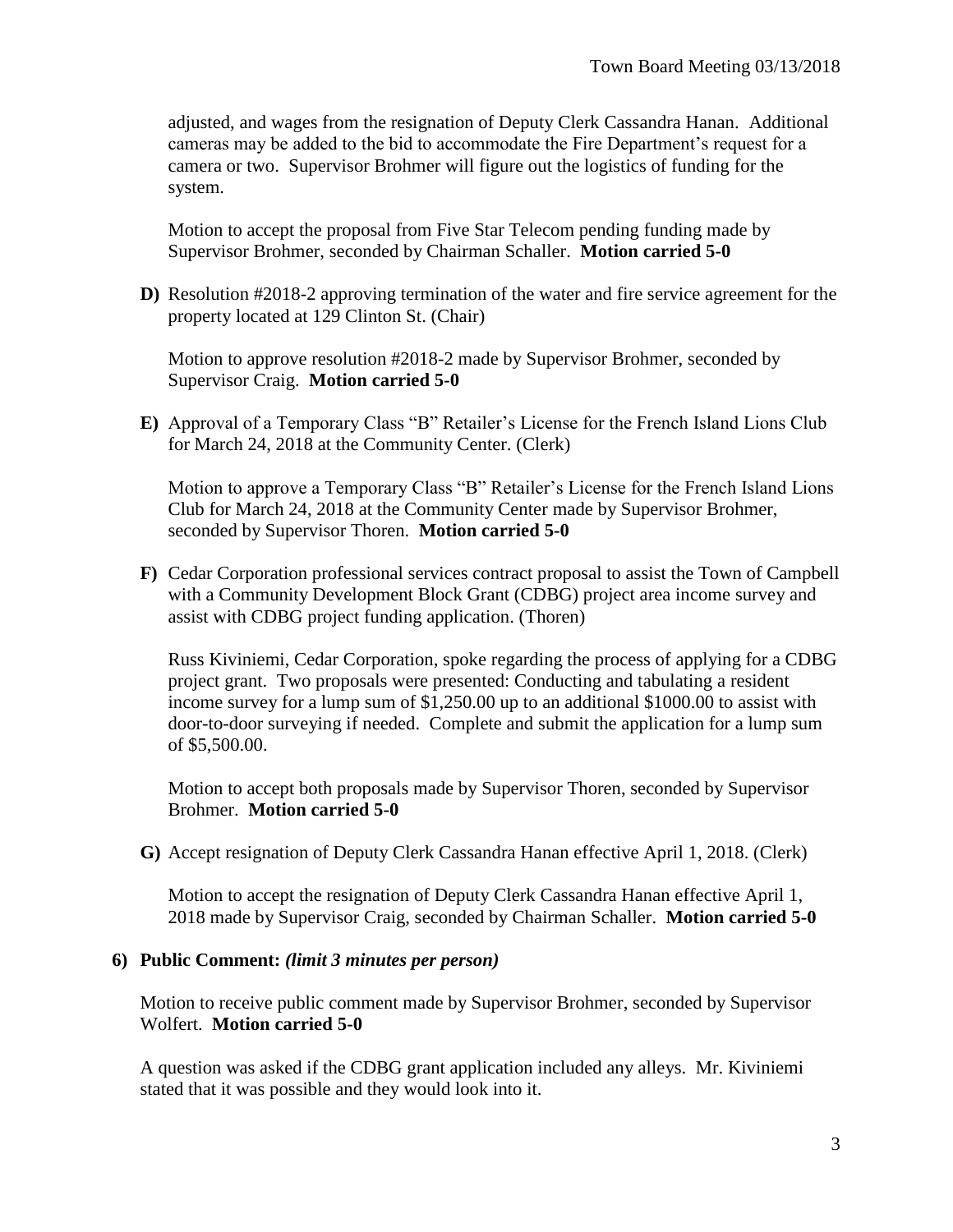adjusted, and wages from the resignation of Deputy Clerk Cassandra Hanan. Additional cameras may be added to the bid to accommodate the Fire Department's request for a camera or two. Supervisor Brohmer will figure out the logistics of funding for the system.

Motion to accept the proposal from Five Star Telecom pending funding made by Supervisor Brohmer, seconded by Chairman Schaller. **Motion carried 5-0**

**D)** Resolution #2018-2 approving termination of the water and fire service agreement for the property located at 129 Clinton St. (Chair)

Motion to approve resolution #2018-2 made by Supervisor Brohmer, seconded by Supervisor Craig. **Motion carried 5-0**

**E)** Approval of a Temporary Class "B" Retailer's License for the French Island Lions Club for March 24, 2018 at the Community Center. (Clerk)

Motion to approve a Temporary Class "B" Retailer's License for the French Island Lions Club for March 24, 2018 at the Community Center made by Supervisor Brohmer, seconded by Supervisor Thoren. **Motion carried 5-0**

**F)** Cedar Corporation professional services contract proposal to assist the Town of Campbell with a Community Development Block Grant (CDBG) project area income survey and assist with CDBG project funding application. (Thoren)

Russ Kiviniemi, Cedar Corporation, spoke regarding the process of applying for a CDBG project grant. Two proposals were presented: Conducting and tabulating a resident income survey for a lump sum of $1,250.00 up to an additional $1000.00 to assist with door-to-door surveying if needed. Complete and submit the application for a lump sum of $5,500.00.

Motion to accept both proposals made by Supervisor Thoren, seconded by Supervisor Brohmer. **Motion carried 5-0**

**G)** Accept resignation of Deputy Clerk Cassandra Hanan effective April 1, 2018. (Clerk)

Motion to accept the resignation of Deputy Clerk Cassandra Hanan effective April 1, 2018 made by Supervisor Craig, seconded by Chairman Schaller. **Motion carried 5-0**

**6) Public Comment:** ***(limit 3 minutes per person)***

Motion to receive public comment made by Supervisor Brohmer, seconded by Supervisor Wolfert. **Motion carried 5-0**

A question was asked if the CDBG grant application included any alleys. Mr. Kiviniemi stated that it was possible and they would look into it.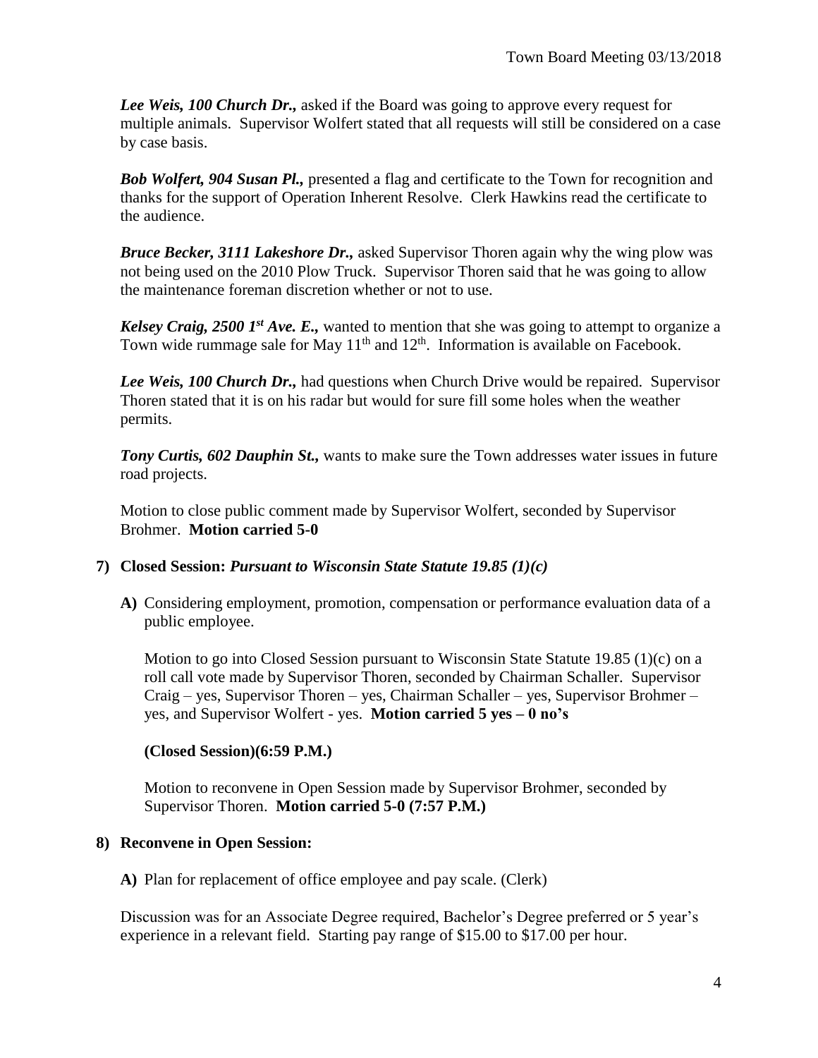***Lee Weis, 100 Church Dr.,*** asked if the Board was going to approve every request for multiple animals. Supervisor Wolfert stated that all requests will still be considered on a case by case basis.

***Bob Wolfert, 904 Susan Pl.,*** presented a flag and certificate to the Town for recognition and thanks for the support of Operation Inherent Resolve. Clerk Hawkins read the certificate to the audience.

***Bruce Becker, 3111 Lakeshore Dr.,*** asked Supervisor Thoren again why the wing plow was not being used on the 2010 Plow Truck. Supervisor Thoren said that he was going to allow the maintenance foreman discretion whether or not to use.

***Kelsey Craig, 2500 1st Ave. E.,*** wanted to mention that she was going to attempt to organize a Town wide rummage sale for May 11th and 12th. Information is available on Facebook.

***Lee Weis, 100 Church Dr.,*** had questions when Church Drive would be repaired. Supervisor Thoren stated that it is on his radar but would for sure fill some holes when the weather permits.

***Tony Curtis, 602 Dauphin St.,*** wants to make sure the Town addresses water issues in future road projects.

Motion to close public comment made by Supervisor Wolfert, seconded by Supervisor Brohmer. **Motion carried 5-0**

**7) Closed Session:** ***Pursuant to Wisconsin State Statute 19.85 (1)(c)***

**A)** Considering employment, promotion, compensation or performance evaluation data of a public employee.

Motion to go into Closed Session pursuant to Wisconsin State Statute 19.85 (1)(c) on a roll call vote made by Supervisor Thoren, seconded by Chairman Schaller. Supervisor Craig – yes, Supervisor Thoren – yes, Chairman Schaller – yes, Supervisor Brohmer – yes, and Supervisor Wolfert - yes. **Motion carried 5 yes – 0 no's**

**(Closed Session)(6:59 P.M.)**

Motion to reconvene in Open Session made by Supervisor Brohmer, seconded by Supervisor Thoren. **Motion carried 5-0 (7:57 P.M.)**

**8) Reconvene in Open Session:**

**A)** Plan for replacement of office employee and pay scale. (Clerk)

Discussion was for an Associate Degree required, Bachelor's Degree preferred or 5 year's experience in a relevant field. Starting pay range of $15.00 to $17.00 per hour.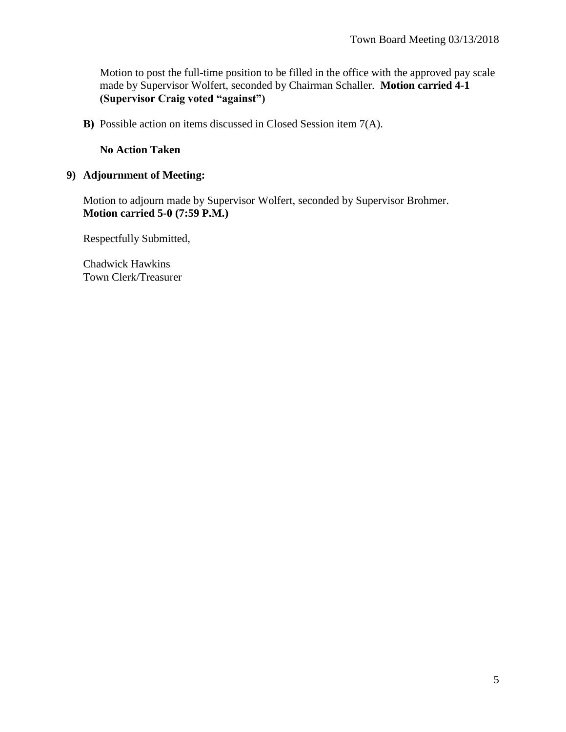Motion to post the full-time position to be filled in the office with the approved pay scale made by Supervisor Wolfert, seconded by Chairman Schaller. **Motion carried 4-1 (Supervisor Craig voted "against")**

**B)** Possible action on items discussed in Closed Session item 7(A).

**No Action Taken**

**9) Adjournment of Meeting:**

Motion to adjourn made by Supervisor Wolfert, seconded by Supervisor Brohmer.
**Motion carried 5-0 (7:59 P.M.)**

Respectfully Submitted,

Chadwick Hawkins
Town Clerk/Treasurer